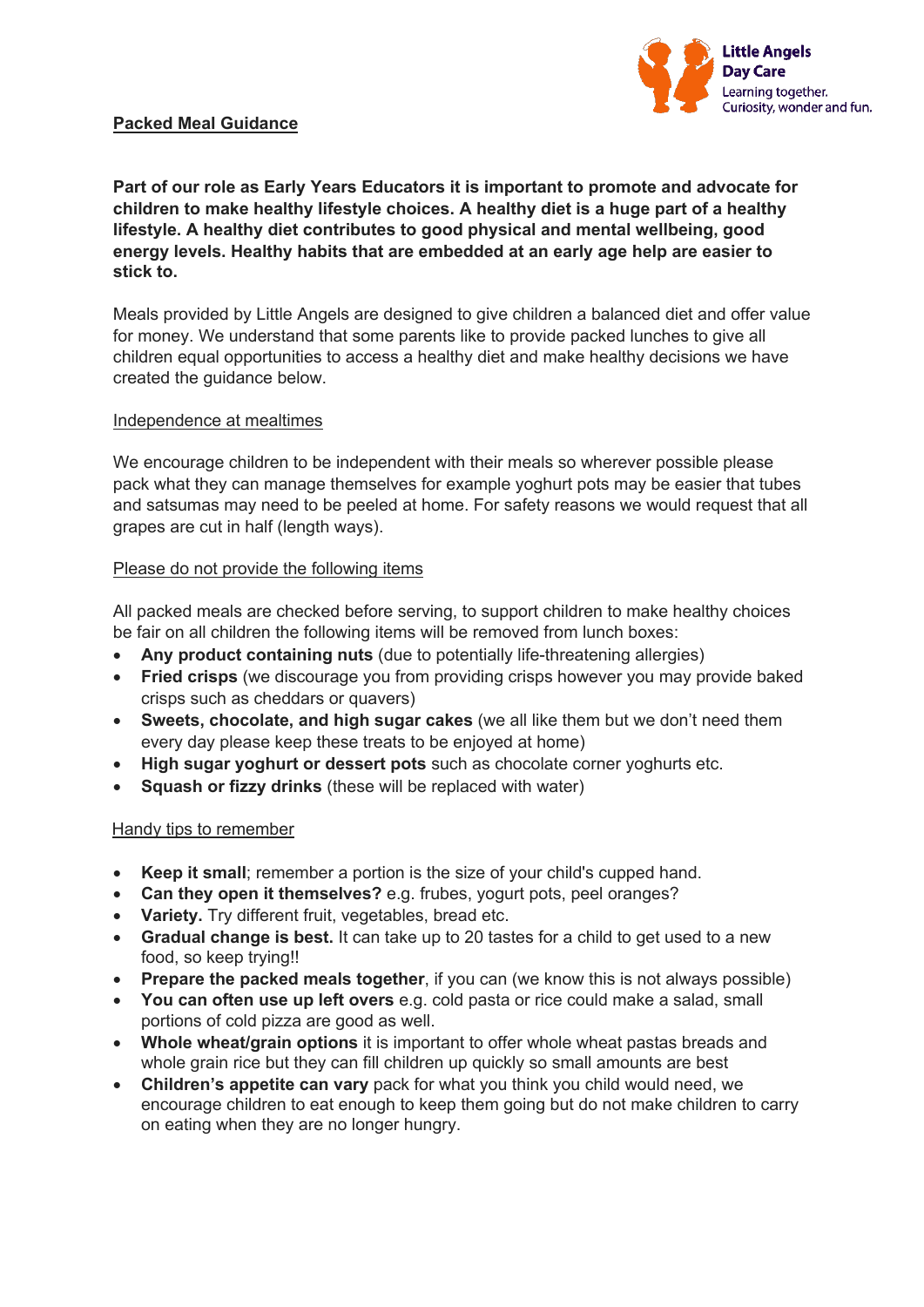Little Angels Day Care
Learning together.
Curiosity, wonder and fun.

# Packed Meal Guidance

**Part of our role as Early Years Educators it is important to promote and advocate for children to make healthy lifestyle choices. A healthy diet is a huge part of a healthy lifestyle. A healthy diet contributes to good physical and mental wellbeing, good energy levels. Healthy habits that are embedded at an early age help are easier to stick to.**

Meals provided by Little Angels are designed to give children a balanced diet and offer value for money. We understand that some parents like to provide packed lunches to give all children equal opportunities to access a healthy diet and make healthy decisions we have created the guidance below.

## Independence at mealtimes

We encourage children to be independent with their meals so wherever possible please pack what they can manage themselves for example yoghurt pots may be easier that tubes and satsumas may need to be peeled at home. For safety reasons we would request that all grapes are cut in half (length ways).

## Please do not provide the following items

All packed meals are checked before serving, to support children to make healthy choices be fair on all children the following items will be removed from lunch boxes:

- **Any product containing nuts** (due to potentially life-threatening allergies)
- **Fried crisps** (we discourage you from providing crisps however you may provide baked crisps such as cheddars or quavers)
- **Sweets, chocolate, and high sugar cakes** (we all like them but we don't need them every day please keep these treats to be enjoyed at home)
- **High sugar yoghurt or dessert pots** such as chocolate corner yoghurts etc.
- **Squash or fizzy drinks** (these will be replaced with water)

## Handy tips to remember

- **Keep it small**; remember a portion is the size of your child's cupped hand.
- **Can they open it themselves?** e.g. frubes, yogurt pots, peel oranges?
- **Variety.** Try different fruit, vegetables, bread etc.
- **Gradual change is best.** It can take up to 20 tastes for a child to get used to a new food, so keep trying!!
- **Prepare the packed meals together**, if you can (we know this is not always possible)
- **You can often use up left overs** e.g. cold pasta or rice could make a salad, small portions of cold pizza are good as well.
- **Whole wheat/grain options** it is important to offer whole wheat pastas breads and whole grain rice but they can fill children up quickly so small amounts are best
- **Children's appetite can vary** pack for what you think you child would need, we encourage children to eat enough to keep them going but do not make children to carry on eating when they are no longer hungry.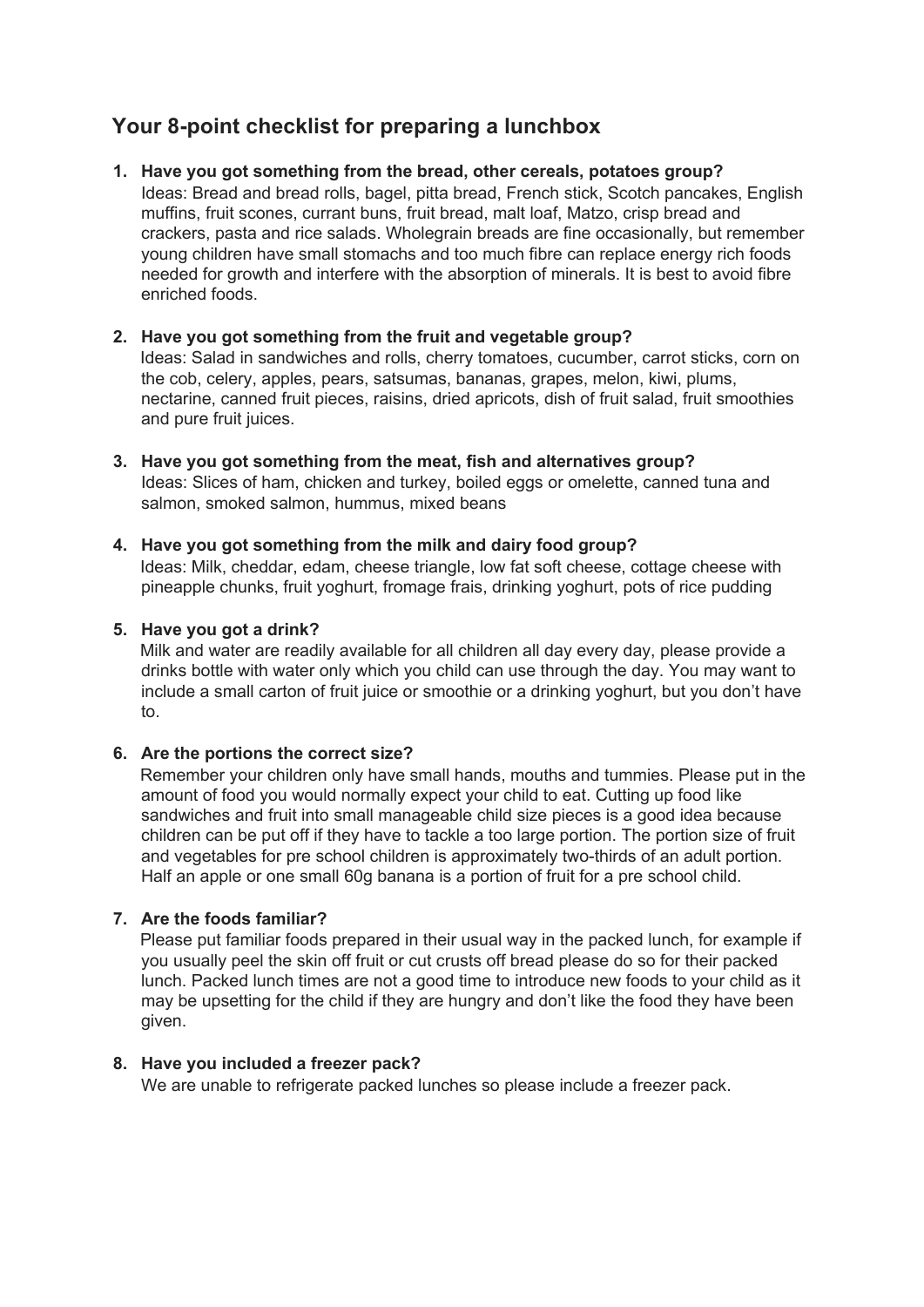## Your 8-point checklist for preparing a lunchbox

1. **Have you got something from the bread, other cereals, potatoes group?**
   Ideas: Bread and bread rolls, bagel, pitta bread, French stick, Scotch pancakes, English muffins, fruit scones, currant buns, fruit bread, malt loaf, Matzo, crisp bread and crackers, pasta and rice salads. Wholegrain breads are fine occasionally, but remember young children have small stomachs and too much fibre can replace energy rich foods needed for growth and interfere with the absorption of minerals. It is best to avoid fibre enriched foods.

2. **Have you got something from the fruit and vegetable group?**
   Ideas: Salad in sandwiches and rolls, cherry tomatoes, cucumber, carrot sticks, corn on the cob, celery, apples, pears, satsumas, bananas, grapes, melon, kiwi, plums, nectarine, canned fruit pieces, raisins, dried apricots, dish of fruit salad, fruit smoothies and pure fruit juices.

3. **Have you got something from the meat, fish and alternatives group?**
   Ideas: Slices of ham, chicken and turkey, boiled eggs or omelette, canned tuna and salmon, smoked salmon, hummus, mixed beans

4. **Have you got something from the milk and dairy food group?**
   Ideas: Milk, cheddar, edam, cheese triangle, low fat soft cheese, cottage cheese with pineapple chunks, fruit yoghurt, fromage frais, drinking yoghurt, pots of rice pudding

5. **Have you got a drink?**
   Milk and water are readily available for all children all day every day, please provide a drinks bottle with water only which you child can use through the day. You may want to include a small carton of fruit juice or smoothie or a drinking yoghurt, but you don't have to.

6. **Are the portions the correct size?**
   Remember your children only have small hands, mouths and tummies. Please put in the amount of food you would normally expect your child to eat. Cutting up food like sandwiches and fruit into small manageable child size pieces is a good idea because children can be put off if they have to tackle a too large portion. The portion size of fruit and vegetables for pre school children is approximately two-thirds of an adult portion. Half an apple or one small 60g banana is a portion of fruit for a pre school child.

7. **Are the foods familiar?**
   Please put familiar foods prepared in their usual way in the packed lunch, for example if you usually peel the skin off fruit or cut crusts off bread please do so for their packed lunch. Packed lunch times are not a good time to introduce new foods to your child as it may be upsetting for the child if they are hungry and don't like the food they have been given.

8. **Have you included a freezer pack?**
   We are unable to refrigerate packed lunches so please include a freezer pack.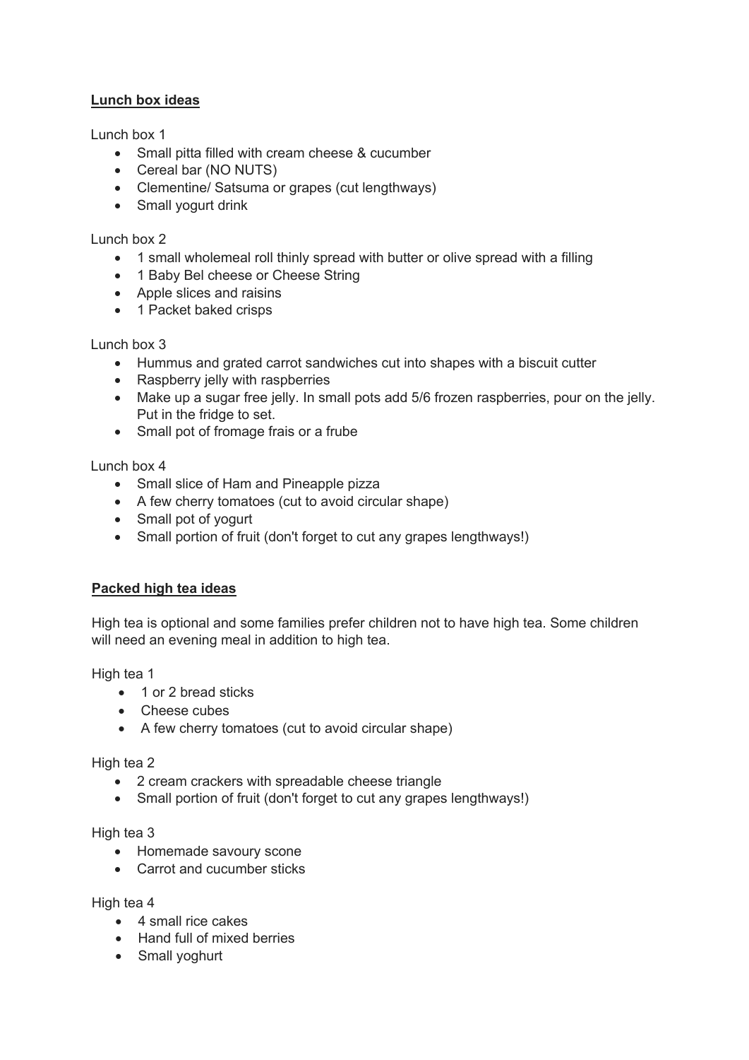## Lunch box ideas

Lunch box 1

- Small pitta filled with cream cheese & cucumber
- Cereal bar (NO NUTS)
- Clementine/ Satsuma or grapes (cut lengthways)
- Small yogurt drink

Lunch box 2

- 1 small wholemeal roll thinly spread with butter or olive spread with a filling
- 1 Baby Bel cheese or Cheese String
- Apple slices and raisins
- 1 Packet baked crisps

Lunch box 3

- Hummus and grated carrot sandwiches cut into shapes with a biscuit cutter
- Raspberry jelly with raspberries
- Make up a sugar free jelly. In small pots add 5/6 frozen raspberries, pour on the jelly. Put in the fridge to set.
- Small pot of fromage frais or a frube

Lunch box 4

- Small slice of Ham and Pineapple pizza
- A few cherry tomatoes (cut to avoid circular shape)
- Small pot of yogurt
- Small portion of fruit (don't forget to cut any grapes lengthways!)

## Packed high tea ideas

High tea is optional and some families prefer children not to have high tea. Some children will need an evening meal in addition to high tea.

High tea 1

- 1 or 2 bread sticks
- Cheese cubes
- A few cherry tomatoes (cut to avoid circular shape)

High tea 2

- 2 cream crackers with spreadable cheese triangle
- Small portion of fruit (don't forget to cut any grapes lengthways!)

High tea 3

- Homemade savoury scone
- Carrot and cucumber sticks

High tea 4

- 4 small rice cakes
- Hand full of mixed berries
- Small yoghurt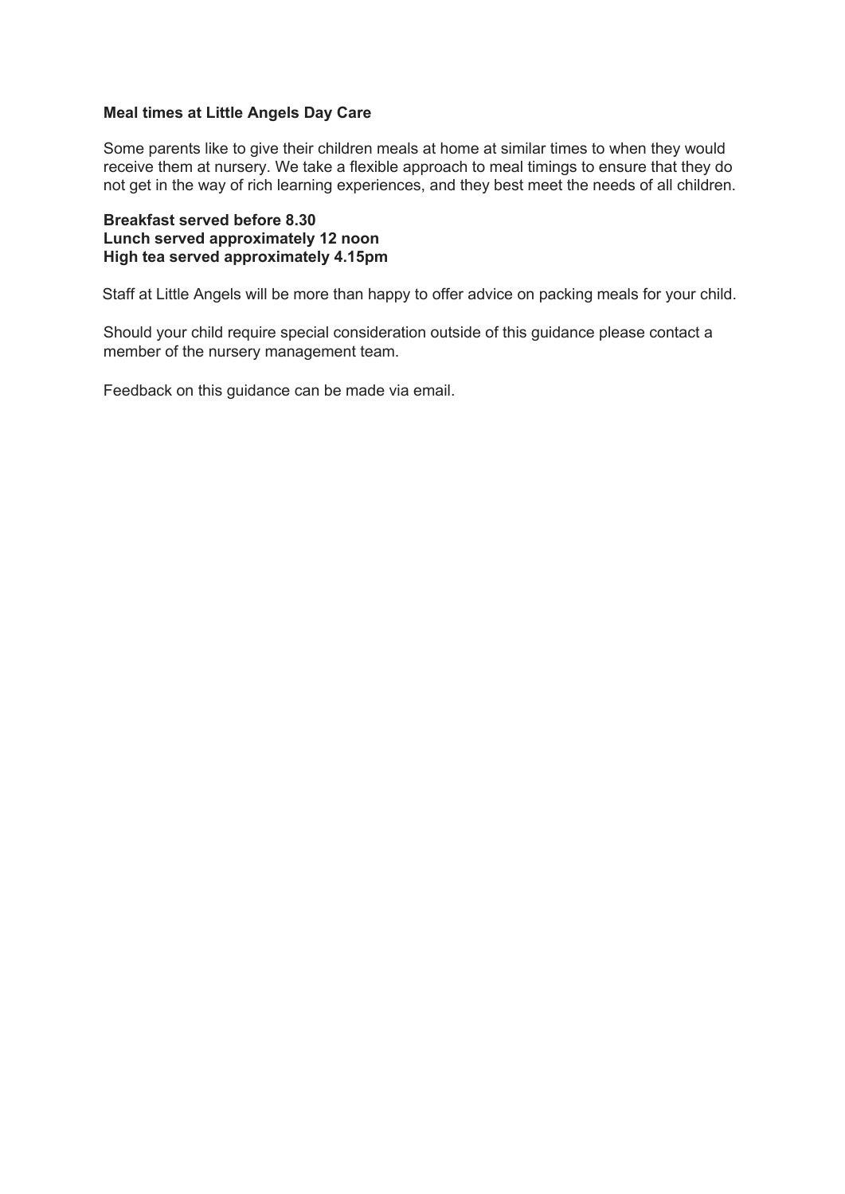**Meal times at Little Angels Day Care**

Some parents like to give their children meals at home at similar times to when they would receive them at nursery. We take a flexible approach to meal timings to ensure that they do not get in the way of rich learning experiences, and they best meet the needs of all children.

**Breakfast served before 8.30**
**Lunch served approximately 12 noon**
**High tea served approximately 4.15pm**

Staff at Little Angels will be more than happy to offer advice on packing meals for your child.

Should your child require special consideration outside of this guidance please contact a member of the nursery management team.

Feedback on this guidance can be made via email.